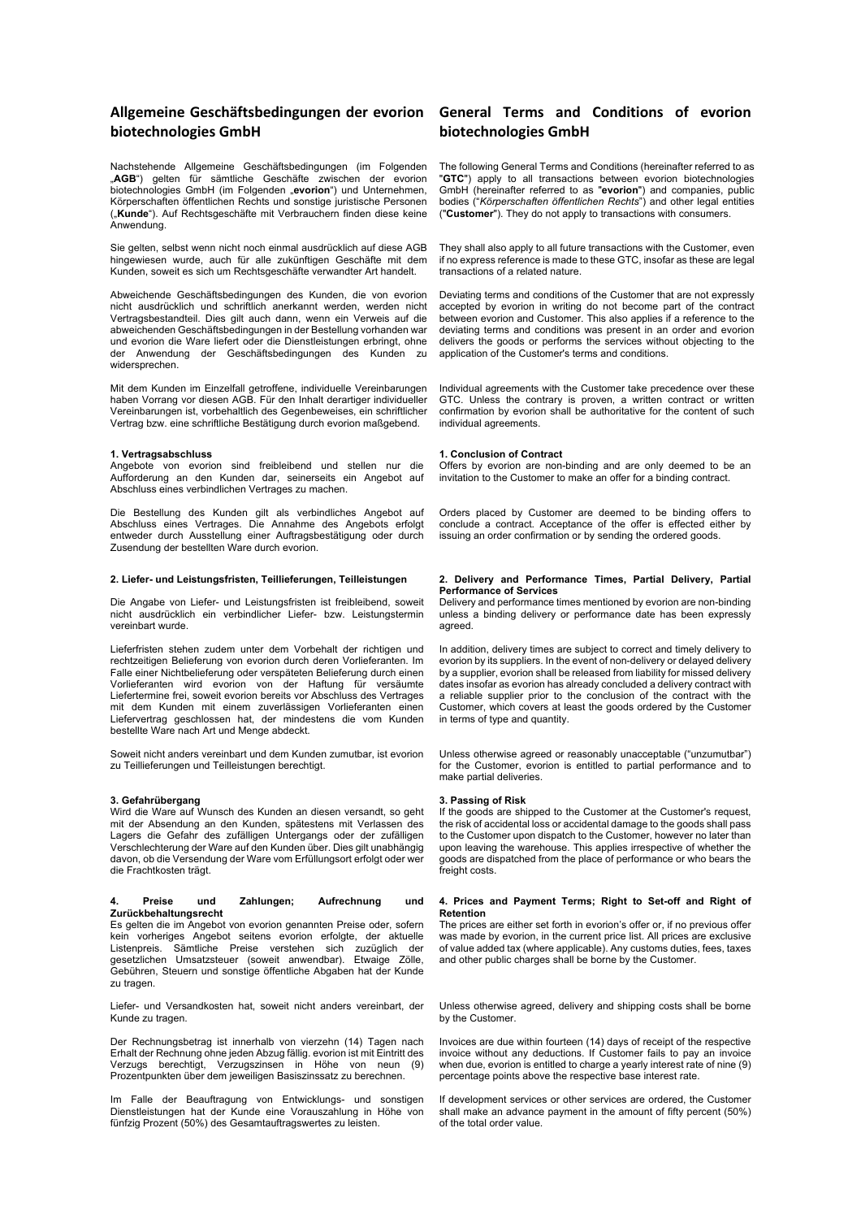# Allgemeine Geschäftsbedingungen der evorion biotechnologies GmbH

Nachstehende Allgemeine Geschäftsbedingungen (im Folgenden „**AGB**") gelten für sämtliche Geschäfte zwischen der evorion biotechnologies GmbH (im Folgenden „**evorion**") und Unternehmen, Körperschaften öffentlichen Rechts und sonstige juristische Personen („**Kunde**"). Auf Rechtsgeschäfte mit Verbrauchern finden diese keine Anwendung.

Sie gelten, selbst wenn nicht noch einmal ausdrücklich auf diese AGB hingewiesen wurde, auch für alle zukünftigen Geschäfte mit dem Kunden, soweit es sich um Rechtsgeschäfte verwandter Art handelt.

Abweichende Geschäftsbedingungen des Kunden, die von evorion nicht ausdrücklich und schriftlich anerkannt werden, werden nicht Vertragsbestandteil. Dies gilt auch dann, wenn ein Verweis auf die abweichenden Geschäftsbedingungen in der Bestellung vorhanden war und evorion die Ware liefert oder die Dienstleistungen erbringt, ohne der Anwendung der Geschäftsbedingungen des Kunden zu widersprechen.

Mit dem Kunden im Einzelfall getroffene, individuelle Vereinbarungen haben Vorrang vor diesen AGB. Für den Inhalt derartiger individueller Vereinbarungen ist, vorbehaltlich des Gegenbeweises, ein schriftlicher Vertrag bzw. eine schriftliche Bestätigung durch evorion maßgebend.

**1. Vertragsabschluss**

Angebote von evorion sind freibleibend und stellen nur die Aufforderung an den Kunden dar, seinerseits ein Angebot auf Abschluss eines verbindlichen Vertrages zu machen.

Die Bestellung des Kunden gilt als verbindliches Angebot auf Abschluss eines Vertrages. Die Annahme des Angebots erfolgt entweder durch Ausstellung einer Auftragsbestätigung oder durch Zusendung der bestellten Ware durch evorion.

**2. Liefer- und Leistungsfristen, Teillieferungen, Teilleistungen**

Die Angabe von Liefer- und Leistungsfristen ist freibleibend, soweit nicht ausdrücklich ein verbindlicher Liefer- bzw. Leistungstermin vereinbart wurde.

Lieferfristen stehen zudem unter dem Vorbehalt der richtigen und rechtzeitigen Belieferung von evorion durch deren Vorlieferanten. Im Falle einer Nichtbelieferung oder verspäteten Belieferung durch einen Vorlieferanten wird evorion von der Haftung für versäumte Liefertermine frei, soweit evorion bereits vor Abschluss des Vertrages mit dem Kunden mit einem zuverlässigen Vorlieferanten einen Liefervertrag geschlossen hat, der mindestens die vom Kunden bestellte Ware nach Art und Menge abdeckt.

Soweit nicht anders vereinbart und dem Kunden zumutbar, ist evorion zu Teillieferungen und Teilleistungen berechtigt.

**3. Gefahrübergang**

Wird die Ware auf Wunsch des Kunden an diesen versandt, so geht mit der Absendung an den Kunden, spätestens mit Verlassen des Lagers die Gefahr des zufälligen Untergangs oder der zufälligen Verschlechterung der Ware auf den Kunden über. Dies gilt unabhängig davon, ob die Versendung der Ware vom Erfüllungsort erfolgt oder wer die Frachtkosten trägt.

**4. Preise und Zahlungen; Aufrechnung und Zurückbehaltungsrecht**

Es gelten die im Angebot von evorion genannten Preise oder, sofern kein vorheriges Angebot seitens evorion erfolgte, der aktuelle Listenpreis. Sämtliche Preise verstehen sich zuzüglich der gesetzlichen Umsatzsteuer (soweit anwendbar). Etwaige Zölle, Gebühren, Steuern und sonstige öffentliche Abgaben hat der Kunde zu tragen.

Liefer- und Versandkosten hat, soweit nicht anders vereinbart, der Kunde zu tragen.

Der Rechnungsbetrag ist innerhalb von vierzehn (14) Tagen nach Erhalt der Rechnung ohne jeden Abzug fällig. evorion ist mit Eintritt des Verzugs berechtigt, Verzugszinsen in Höhe von neun (9) Prozentpunkten über dem jeweiligen Basiszinssatz zu berechnen.

Im Falle der Beauftragung von Entwicklungs- und sonstigen Dienstleistungen hat der Kunde eine Vorauszahlung in Höhe von fünfzig Prozent (50%) des Gesamtauftragswertes zu leisten.

# General Terms and Conditions of evorion biotechnologies GmbH

The following General Terms and Conditions (hereinafter referred to as "**GTC**") apply to all transactions between evorion biotechnologies GmbH (hereinafter referred to as "**evorion**") and companies, public bodies ("*Körperschaften öffentlichen Rechts*") and other legal entities ("**Customer**"). They do not apply to transactions with consumers.

They shall also apply to all future transactions with the Customer, even if no express reference is made to these GTC, insofar as these are legal transactions of a related nature.

Deviating terms and conditions of the Customer that are not expressly accepted by evorion in writing do not become part of the contract between evorion and Customer. This also applies if a reference to the deviating terms and conditions was present in an order and evorion delivers the goods or performs the services without objecting to the application of the Customer's terms and conditions.

Individual agreements with the Customer take precedence over these GTC. Unless the contrary is proven, a written contract or written confirmation by evorion shall be authoritative for the content of such individual agreements.

**1. Conclusion of Contract**

Offers by evorion are non-binding and are only deemed to be an invitation to the Customer to make an offer for a binding contract.

Orders placed by Customer are deemed to be binding offers to conclude a contract. Acceptance of the offer is effected either by issuing an order confirmation or by sending the ordered goods.

**2. Delivery and Performance Times, Partial Delivery, Partial Performance of Services**

Delivery and performance times mentioned by evorion are non-binding unless a binding delivery or performance date has been expressly agreed.

In addition, delivery times are subject to correct and timely delivery to evorion by its suppliers. In the event of non-delivery or delayed delivery by a supplier, evorion shall be released from liability for missed delivery dates insofar as evorion has already concluded a delivery contract with a reliable supplier prior to the conclusion of the contract with the Customer, which covers at least the goods ordered by the Customer in terms of type and quantity.

Unless otherwise agreed or reasonably unacceptable ("unzumutbar") for the Customer, evorion is entitled to partial performance and to make partial deliveries.

**3. Passing of Risk**

If the goods are shipped to the Customer at the Customer's request, the risk of accidental loss or accidental damage to the goods shall pass to the Customer upon dispatch to the Customer, however no later than upon leaving the warehouse. This applies irrespective of whether the goods are dispatched from the place of performance or who bears the freight costs.

**4. Prices and Payment Terms; Right to Set-off and Right of Retention**

The prices are either set forth in evorion's offer or, if no previous offer was made by evorion, in the current price list. All prices are exclusive of value added tax (where applicable). Any customs duties, fees, taxes and other public charges shall be borne by the Customer.

Unless otherwise agreed, delivery and shipping costs shall be borne by the Customer.

Invoices are due within fourteen (14) days of receipt of the respective invoice without any deductions. If Customer fails to pay an invoice when due, evorion is entitled to charge a yearly interest rate of nine (9) percentage points above the respective base interest rate.

If development services or other services are ordered, the Customer shall make an advance payment in the amount of fifty percent (50%) of the total order value.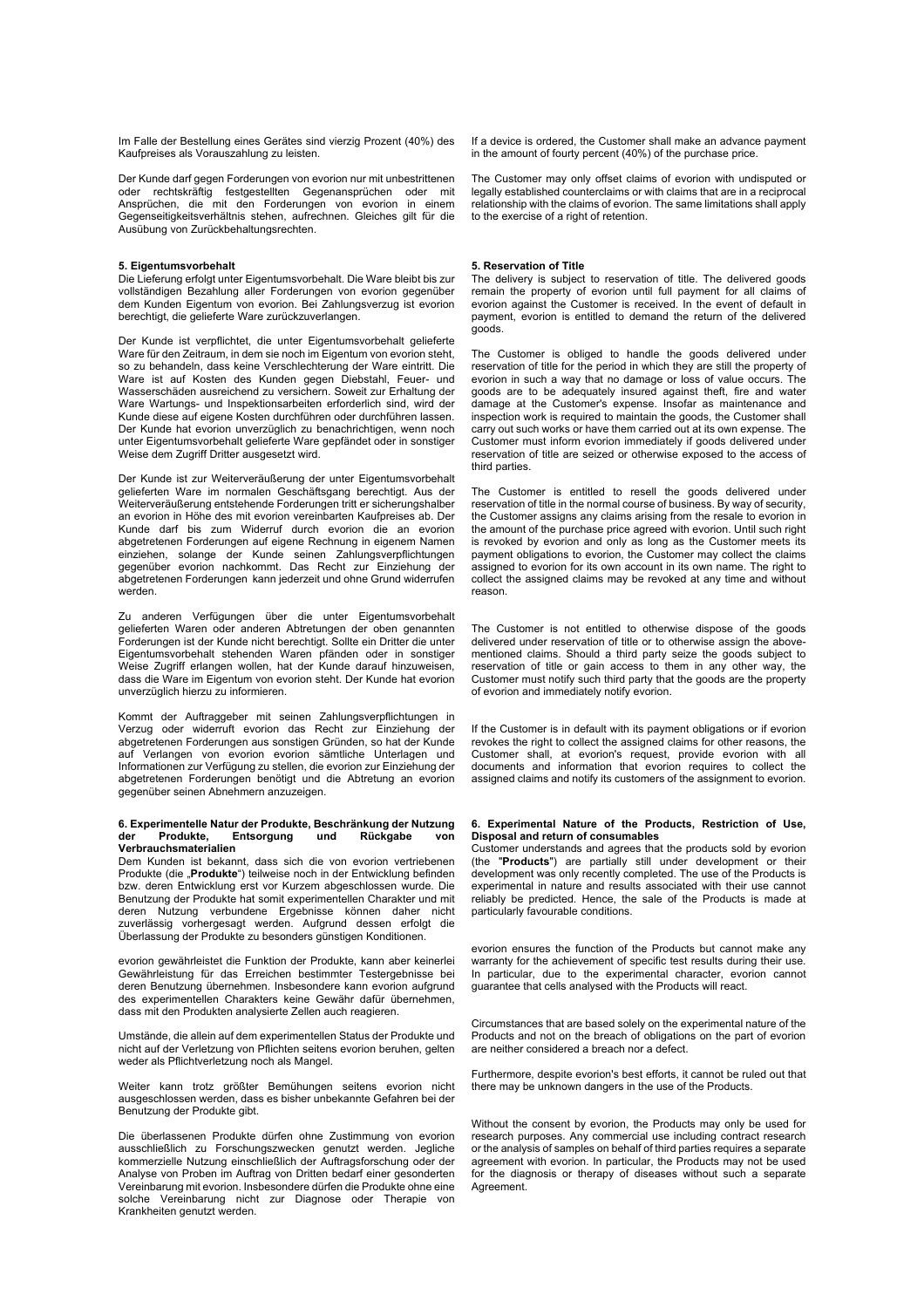Im Falle der Bestellung eines Gerätes sind vierzig Prozent (40%) des Kaufpreises als Vorauszahlung zu leisten.

Der Kunde darf gegen Forderungen von evorion nur mit unbestrittenen oder rechtskräftig festgestellten Gegenansprüchen oder mit Ansprüchen, die mit den Forderungen von evorion in einem Gegenseitigkeitsverhältnis stehen, aufrechnen. Gleiches gilt für die Ausübung von Zurückbehaltungsrechten.

**5. Eigentumsvorbehalt**
Die Lieferung erfolgt unter Eigentumsvorbehalt. Die Ware bleibt bis zur vollständigen Bezahlung aller Forderungen von evorion gegenüber dem Kunden Eigentum von evorion. Bei Zahlungsverzug ist evorion berechtigt, die gelieferte Ware zurückzuverlangen.

Der Kunde ist verpflichtet, die unter Eigentumsvorbehalt gelieferte Ware für den Zeitraum, in dem sie noch im Eigentum von evorion steht, so zu behandeln, dass keine Verschlechterung der Ware eintritt. Die Ware ist auf Kosten des Kunden gegen Diebstahl, Feuer- und Wasserschäden ausreichend zu versichern. Soweit zur Erhaltung der Ware Wartungs- und Inspektionsarbeiten erforderlich sind, wird der Kunde diese auf eigene Kosten durchführen oder durchführen lassen. Der Kunde hat evorion unverzüglich zu benachrichtigen, wenn noch unter Eigentumsvorbehalt gelieferte Ware gepfändet oder in sonstiger Weise dem Zugriff Dritter ausgesetzt wird.

Der Kunde ist zur Weiterveräußerung der unter Eigentumsvorbehalt gelieferten Ware im normalen Geschäftsgang berechtigt. Aus der Weiterveräußerung entstehende Forderungen tritt er sicherungshalber an evorion in Höhe des mit evorion vereinbarten Kaufpreises ab. Der Kunde darf bis zum Widerruf durch evorion die an evorion abgetretenen Forderungen auf eigene Rechnung in eigenem Namen einziehen, solange der Kunde seinen Zahlungsverpflichtungen gegenüber evorion nachkommt. Das Recht zur Einziehung der abgetretenen Forderungen kann jederzeit und ohne Grund widerrufen werden.

Zu anderen Verfügungen über die unter Eigentumsvorbehalt gelieferten Waren oder anderen Abtretungen der oben genannten Forderungen ist der Kunde nicht berechtigt. Sollte ein Dritter die unter Eigentumsvorbehalt stehenden Waren pfänden oder in sonstiger Weise Zugriff erlangen wollen, hat der Kunde darauf hinzuweisen, dass die Ware im Eigentum von evorion steht. Der Kunde hat evorion unverzüglich hierzu zu informieren.

Kommt der Auftraggeber mit seinen Zahlungsverpflichtungen in Verzug oder widerruft evorion das Recht zur Einziehung der abgetretenen Forderungen aus sonstigen Gründen, so hat der Kunde auf Verlangen von evorion evorion sämtliche Unterlagen und Informationen zur Verfügung zu stellen, die evorion zur Einziehung der abgetretenen Forderungen benötigt und die Abtretung an evorion gegenüber seinen Abnehmern anzuzeigen.

**6. Experimentelle Natur der Produkte, Beschränkung der Nutzung der Produkte, Entsorgung und Rückgabe von Verbrauchsmaterialien**
Dem Kunden ist bekannt, dass sich die von evorion vertriebenen Produkte (die „**Produkte**") teilweise noch in der Entwicklung befinden bzw. deren Entwicklung erst vor Kurzem abgeschlossen wurde. Die Benutzung der Produkte hat somit experimentellen Charakter und mit deren Nutzung verbundene Ergebnisse können daher nicht zuverlässig vorhergesagt werden. Aufgrund dessen erfolgt die Überlassung der Produkte zu besonders günstigen Konditionen.

evorion gewährleistet die Funktion der Produkte, kann aber keinerlei Gewährleistung für das Erreichen bestimmter Testergebnisse bei deren Benutzung übernehmen. Insbesondere kann evorion aufgrund des experimentellen Charakters keine Gewähr dafür übernehmen, dass mit den Produkten analysierte Zellen auch reagieren.

Umstände, die allein auf dem experimentellen Status der Produkte und nicht auf der Verletzung von Pflichten seitens evorion beruhen, gelten weder als Pflichtverletzung noch als Mangel.

Weiter kann trotz größter Bemühungen seitens evorion nicht ausgeschlossen werden, dass es bisher unbekannte Gefahren bei der Benutzung der Produkte gibt.

Die überlassenen Produkte dürfen ohne Zustimmung von evorion ausschließlich zu Forschungszwecken genutzt werden. Jegliche kommerzielle Nutzung einschließlich der Auftragsforschung oder der Analyse von Proben im Auftrag von Dritten bedarf einer gesonderten Vereinbarung mit evorion. Insbesondere dürfen die Produkte ohne eine solche Vereinbarung nicht zur Diagnose oder Therapie von Krankheiten genutzt werden.

If a device is ordered, the Customer shall make an advance payment in the amount of fourty percent (40%) of the purchase price.

The Customer may only offset claims of evorion with undisputed or legally established counterclaims or with claims that are in a reciprocal relationship with the claims of evorion. The same limitations shall apply to the exercise of a right of retention.

**5. Reservation of Title**
The delivery is subject to reservation of title. The delivered goods remain the property of evorion until full payment for all claims of evorion against the Customer is received. In the event of default in payment, evorion is entitled to demand the return of the delivered goods.

The Customer is obliged to handle the goods delivered under reservation of title for the period in which they are still the property of evorion in such a way that no damage or loss of value occurs. The goods are to be adequately insured against theft, fire and water damage at the Customer's expense. Insofar as maintenance and inspection work is required to maintain the goods, the Customer shall carry out such works or have them carried out at its own expense. The Customer must inform evorion immediately if goods delivered under reservation of title are seized or otherwise exposed to the access of third parties.

The Customer is entitled to resell the goods delivered under reservation of title in the normal course of business. By way of security, the Customer assigns any claims arising from the resale to evorion in the amount of the purchase price agreed with evorion. Until such right is revoked by evorion and only as long as the Customer meets its payment obligations to evorion, the Customer may collect the claims assigned to evorion for its own account in its own name. The right to collect the assigned claims may be revoked at any time and without reason.

The Customer is not entitled to otherwise dispose of the goods delivered under reservation of title or to otherwise assign the above-mentioned claims. Should a third party seize the goods subject to reservation of title or gain access to them in any other way, the Customer must notify such third party that the goods are the property of evorion and immediately notify evorion.

If the Customer is in default with its payment obligations or if evorion revokes the right to collect the assigned claims for other reasons, the Customer shall, at evorion's request, provide evorion with all documents and information that evorion requires to collect the assigned claims and notify its customers of the assignment to evorion.

**6. Experimental Nature of the Products, Restriction of Use, Disposal and return of consumables**
Customer understands and agrees that the products sold by evorion (the "**Products**") are partially still under development or their development was only recently completed. The use of the Products is experimental in nature and results associated with their use cannot reliably be predicted. Hence, the sale of the Products is made at particularly favourable conditions.

evorion ensures the function of the Products but cannot make any warranty for the achievement of specific test results during their use. In particular, due to the experimental character, evorion cannot guarantee that cells analysed with the Products will react.

Circumstances that are based solely on the experimental nature of the Products and not on the breach of obligations on the part of evorion are neither considered a breach nor a defect.

Furthermore, despite evorion's best efforts, it cannot be ruled out that there may be unknown dangers in the use of the Products.

Without the consent by evorion, the Products may only be used for research purposes. Any commercial use including contract research or the analysis of samples on behalf of third parties requires a separate agreement with evorion. In particular, the Products may not be used for the diagnosis or therapy of diseases without such a separate Agreement.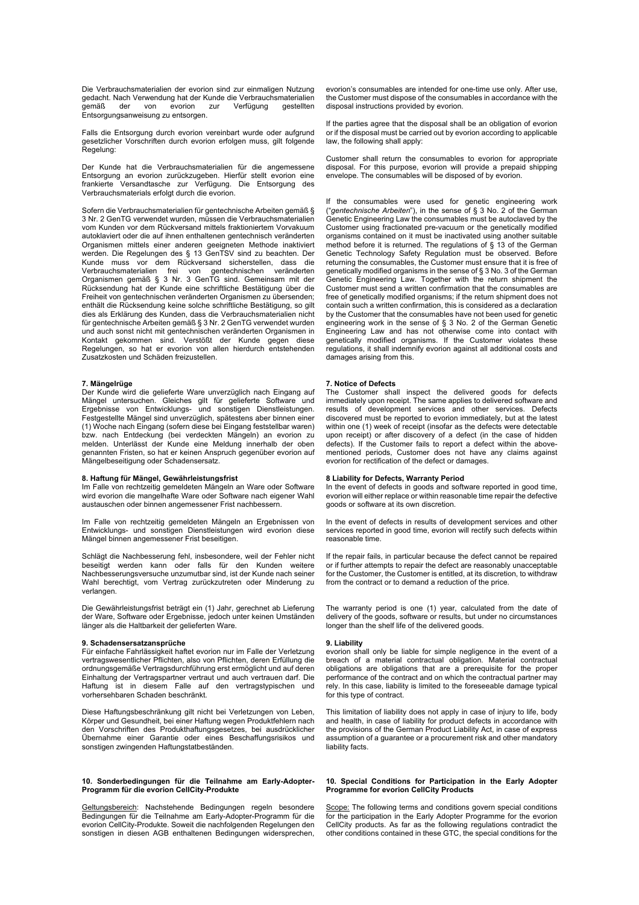Die Verbrauchsmaterialien der evorion sind zur einmaligen Nutzung gedacht. Nach Verwendung hat der Kunde die Verbrauchsmaterialien gemäß der von evorion zur Verfügung gestellten Entsorgungsanweisung zu entsorgen.

Falls die Entsorgung durch evorion vereinbart wurde oder aufgrund gesetzlicher Vorschriften durch evorion erfolgen muss, gilt folgende Regelung:

Der Kunde hat die Verbrauchsmaterialien für die angemessene Entsorgung an evorion zurückzugeben. Hierfür stellt evorion eine frankierte Versandtasche zur Verfügung. Die Entsorgung des Verbrauchsmaterials erfolgt durch die evorion.

Sofern die Verbrauchsmaterialien für gentechnische Arbeiten gemäß § 3 Nr. 2 GenTG verwendet wurden, müssen die Verbrauchsmaterialien vom Kunden vor dem Rückversand mittels fraktioniertem Vorvakuum autoklaviert oder die auf ihnen enthaltenen gentechnisch veränderten Organismen mittels einer anderen geeigneten Methode inaktiviert werden. Die Regelungen des § 13 GenTSV sind zu beachten. Der Kunde muss vor dem Rückversand sicherstellen, dass die Verbrauchsmaterialien frei von gentechnischen veränderten Organismen gemäß § 3 Nr. 3 GenTG sind. Gemeinsam mit der Rücksendung hat der Kunde eine schriftliche Bestätigung über die Freiheit von gentechnischen veränderten Organismen zu übersenden; enthält die Rücksendung keine solche schriftliche Bestätigung, so gilt dies als Erklärung des Kunden, dass die Verbrauchsmaterialien nicht für gentechnische Arbeiten gemäß § 3 Nr. 2 GenTG verwendet wurden und auch sonst nicht mit gentechnischen veränderten Organismen in Kontakt gekommen sind. Verstößt der Kunde gegen diese Regelungen, so hat er evorion von allen hierdurch entstehenden Zusatzkosten und Schäden freizustellen.

**7. Mängelrüge**
Der Kunde wird die gelieferte Ware unverzüglich nach Eingang auf Mängel untersuchen. Gleiches gilt für gelieferte Software und Ergebnisse von Entwicklungs- und sonstigen Dienstleistungen. Festgestellte Mängel sind unverzüglich, spätestens aber binnen einer (1) Woche nach Eingang (sofern diese bei Eingang feststellbar waren) bzw. nach Entdeckung (bei verdeckten Mängeln) an evorion zu melden. Unterlässt der Kunde eine Meldung innerhalb der oben genannten Fristen, so hat er keinen Anspruch gegenüber evorion auf Mängelbeseitigung oder Schadensersatz.

**8. Haftung für Mängel, Gewährleistungsfrist**
Im Falle von rechtzeitig gemeldeten Mängeln an Ware oder Software wird evorion die mangelhafte Ware oder Software nach eigener Wahl austauschen oder binnen angemessener Frist nachbessern.

Im Falle von rechtzeitig gemeldeten Mängeln an Ergebnissen von Entwicklungs- und sonstigen Dienstleistungen wird evorion diese Mängel binnen angemessener Frist beseitigen.

Schlägt die Nachbesserung fehl, insbesondere, weil der Fehler nicht beseitigt werden kann oder falls für den Kunden weitere Nachbesserungsversuche unzumutbar sind, ist der Kunde nach seiner Wahl berechtigt, vom Vertrag zurückzutreten oder Minderung zu verlangen.

Die Gewährleistungsfrist beträgt ein (1) Jahr, gerechnet ab Lieferung der Ware, Software oder Ergebnisse, jedoch unter keinen Umständen länger als die Haltbarkeit der gelieferten Ware.

**9. Schadensersatzansprüche**
Für einfache Fahrlässigkeit haftet evorion nur im Falle der Verletzung vertragswesentlicher Pflichten, also von Pflichten, deren Erfüllung die ordnungsgemäße Vertragsdurchführung erst ermöglicht und auf deren Einhaltung der Vertragspartner vertraut und auch vertrauen darf. Die Haftung ist in diesem Falle auf den vertragstypischen und vorhersehbaren Schaden beschränkt.

Diese Haftungsbeschränkung gilt nicht bei Verletzungen von Leben, Körper und Gesundheit, bei einer Haftung wegen Produktfehlern nach den Vorschriften des Produkthaftungsgesetzes, bei ausdrücklicher Übernahme einer Garantie oder eines Beschaffungsrisikos und sonstigen zwingenden Haftungstatbeständen.

**10. Sonderbedingungen für die Teilnahme am Early-Adopter-Programm für die evorion CellCity-Produkte**

Geltungsbereich: Nachstehende Bedingungen regeln besondere Bedingungen für die Teilnahme am Early-Adopter-Programm für die evorion CellCity-Produkte. Soweit die nachfolgenden Regelungen den sonstigen in diesen AGB enthaltenen Bedingungen widersprechen,

evorion's consumables are intended for one-time use only. After use, the Customer must dispose of the consumables in accordance with the disposal instructions provided by evorion.

If the parties agree that the disposal shall be an obligation of evorion or if the disposal must be carried out by evorion according to applicable law, the following shall apply:

Customer shall return the consumables to evorion for appropriate disposal. For this purpose, evorion will provide a prepaid shipping envelope. The consumables will be disposed of by evorion.

If the consumables were used for genetic engineering work ("*gentechnische Arbeiten*"), in the sense of § 3 No. 2 of the German Genetic Engineering Law the consumables must be autoclaved by the Customer using fractionated pre-vacuum or the genetically modified organisms contained on it must be inactivated using another suitable method before it is returned. The regulations of § 13 of the German Genetic Technology Safety Regulation must be observed. Before returning the consumables, the Customer must ensure that it is free of genetically modified organisms in the sense of § 3 No. 3 of the German Genetic Engineering Law. Together with the return shipment the Customer must send a written confirmation that the consumables are free of genetically modified organisms; if the return shipment does not contain such a written confirmation, this is considered as a declaration by the Customer that the consumables have not been used for genetic engineering work in the sense of § 3 No. 2 of the German Genetic Engineering Law and has not otherwise come into contact with genetically modified organisms. If the Customer violates these regulations, it shall indemnify evorion against all additional costs and damages arising from this.

**7. Notice of Defects**
The Customer shall inspect the delivered goods for defects immediately upon receipt. The same applies to delivered software and results of development services and other services. Defects discovered must be reported to evorion immediately, but at the latest within one (1) week of receipt (insofar as the defects were detectable upon receipt) or after discovery of a defect (in the case of hidden defects). If the Customer fails to report a defect within the above-mentioned periods, Customer does not have any claims against evorion for rectification of the defect or damages.

**8 Liability for Defects, Warranty Period**
In the event of defects in goods and software reported in good time, evorion will either replace or within reasonable time repair the defective goods or software at its own discretion.

In the event of defects in results of development services and other services reported in good time, evorion will rectify such defects within reasonable time.

If the repair fails, in particular because the defect cannot be repaired or if further attempts to repair the defect are reasonably unacceptable for the Customer, the Customer is entitled, at its discretion, to withdraw from the contract or to demand a reduction of the price.

The warranty period is one (1) year, calculated from the date of delivery of the goods, software or results, but under no circumstances longer than the shelf life of the delivered goods.

**9. Liability**
evorion shall only be liable for simple negligence in the event of a breach of a material contractual obligation. Material contractual obligations are obligations that are a prerequisite for the proper performance of the contract and on which the contractual partner may rely. In this case, liability is limited to the foreseeable damage typical for this type of contract.

This limitation of liability does not apply in case of injury to life, body and health, in case of liability for product defects in accordance with the provisions of the German Product Liability Act, in case of express assumption of a guarantee or a procurement risk and other mandatory liability facts.

**10. Special Conditions for Participation in the Early Adopter Programme for evorion CellCity Products**

Scope: The following terms and conditions govern special conditions for the participation in the Early Adopter Programme for the evorion CellCity products. As far as the following regulations contradict the other conditions contained in these GTC, the special conditions for the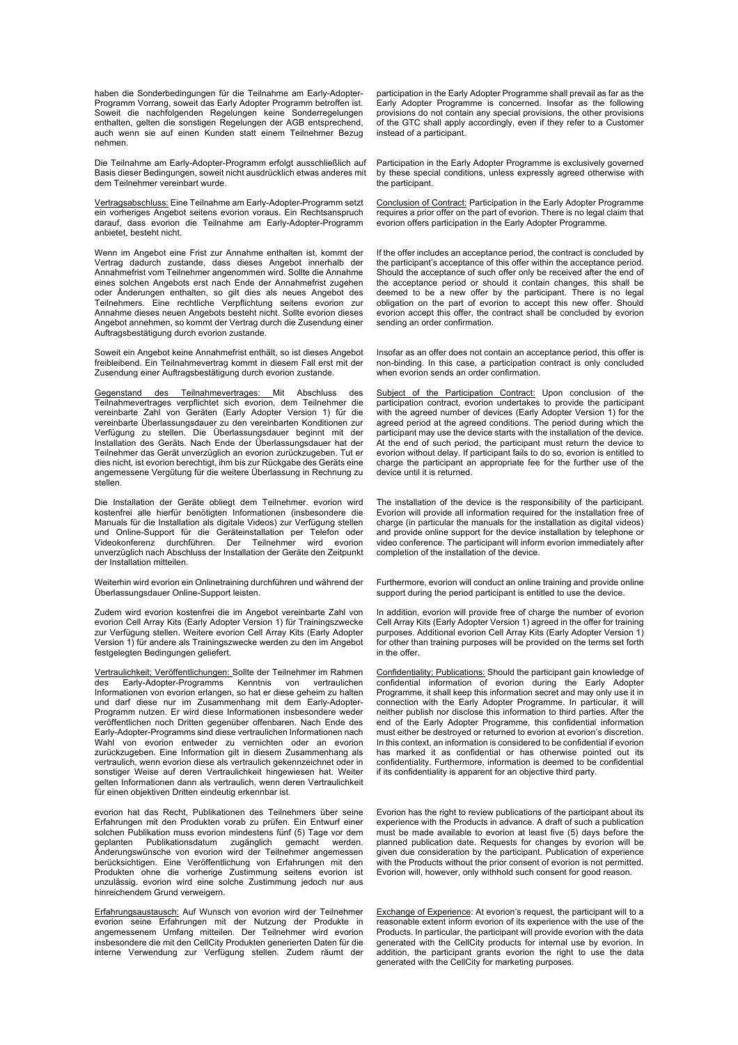haben die Sonderbedingungen für die Teilnahme am Early-Adopter-Programm Vorrang, soweit das Early Adopter Programm betroffen ist. Soweit die nachfolgenden Regelungen keine Sonderregelungen enthalten, gelten die sonstigen Regelungen der AGB entsprechend, auch wenn sie auf einen Kunden statt einem Teilnehmer Bezug nehmen.

Die Teilnahme am Early-Adopter-Programm erfolgt ausschließlich auf Basis dieser Bedingungen, soweit nicht ausdrücklich etwas anderes mit dem Teilnehmer vereinbart wurde.

Vertragsabschluss: Eine Teilnahme am Early-Adopter-Programm setzt ein vorheriges Angebot seitens evorion voraus. Ein Rechtsanspruch darauf, dass evorion die Teilnahme am Early-Adopter-Programm anbietet, besteht nicht.

Wenn im Angebot eine Frist zur Annahme enthalten ist, kommt der Vertrag dadurch zustande, dass dieses Angebot innerhalb der Annahmefrist vom Teilnehmer angenommen wird. Sollte die Annahme eines solchen Angebots erst nach Ende der Annahmefrist zugehen oder Änderungen enthalten, so gilt dies als neues Angebot des Teilnehmers. Eine rechtliche Verpflichtung seitens evorion zur Annahme dieses neuen Angebots besteht nicht. Sollte evorion dieses Angebot annehmen, so kommt der Vertrag durch die Zusendung einer Auftragsbestätigung durch evorion zustande.

Soweit ein Angebot keine Annahmefrist enthält, so ist dieses Angebot freibleibend. Ein Teilnahmevertrag kommt in diesem Fall erst mit der Zusendung einer Auftragsbestätigung durch evorion zustande.

Gegenstand des Teilnahmevertrages: Mit Abschluss des Teilnahmevertrages verpflichtet sich evorion, dem Teilnehmer die vereinbarte Zahl von Geräten (Early Adopter Version 1) für die vereinbarte Überlassungsdauer zu den vereinbarten Konditionen zur Verfügung zu stellen. Die Überlassungsdauer beginnt mit der Installation des Geräts. Nach Ende der Überlassungsdauer hat der Teilnehmer das Gerät unverzüglich an evorion zurückzugeben. Tut er dies nicht, ist evorion berechtigt, ihm bis zur Rückgabe des Geräts eine angemessene Vergütung für die weitere Überlassung in Rechnung zu stellen.

Die Installation der Geräte obliegt dem Teilnehmer. evorion wird kostenfrei alle hierfür benötigten Informationen (insbesondere die Manuals für die Installation als digitale Videos) zur Verfügung stellen und Online-Support für die Geräteinstallation per Telefon oder Videokonferenz durchführen. Der Teilnehmer wird evorion unverzüglich nach Abschluss der Installation der Geräte den Zeitpunkt der Installation mitteilen.

Weiterhin wird evorion ein Onlinetraining durchführen und während der Überlassungsdauer Online-Support leisten.

Zudem wird evorion kostenfrei die im Angebot vereinbarte Zahl von evorion Cell Array Kits (Early Adopter Version 1) für Trainingszwecke zur Verfügung stellen. Weitere evorion Cell Array Kits (Early Adopter Version 1) für andere als Trainingszwecke werden zu den im Angebot festgelegten Bedingungen geliefert.

Vertraulichkeit; Veröffentlichungen: Sollte der Teilnehmer im Rahmen des Early-Adopter-Programms Kenntnis von vertraulichen Informationen von evorion erlangen, so hat er diese geheim zu halten und darf diese nur im Zusammenhang mit dem Early-Adopter-Programm nutzen. Er wird diese Informationen insbesondere weder veröffentlichen noch Dritten gegenüber offenbaren. Nach Ende des Early-Adopter-Programms sind diese vertraulichen Informationen nach Wahl von evorion entweder zu vernichten oder an evorion zurückzugeben. Eine Information gilt in diesem Zusammenhang als vertraulich, wenn evorion diese als vertraulich gekennzeichnet oder in sonstiger Weise auf deren Vertraulichkeit hingewiesen hat. Weiter gelten Informationen dann als vertraulich, wenn deren Vertraulichkeit für einen objektiven Dritten eindeutig erkennbar ist.

evorion hat das Recht, Publikationen des Teilnehmers über seine Erfahrungen mit den Produkten vorab zu prüfen. Ein Entwurf einer solchen Publikation muss evorion mindestens fünf (5) Tage vor dem geplanten Publikationsdatum zugänglich gemacht werden. Änderungswünsche von evorion wird der Teilnehmer angemessen berücksichtigen. Eine Veröffentlichung von Erfahrungen mit den Produkten ohne die vorherige Zustimmung seitens evorion ist unzulässig. evorion wird eine solche Zustimmung jedoch nur aus hinreichendem Grund verweigern.

Erfahrungsaustausch: Auf Wunsch von evorion wird der Teilnehmer evorion seine Erfahrungen mit der Nutzung der Produkte in angemessenem Umfang mitteilen. Der Teilnehmer wird evorion insbesondere die mit den CellCity Produkten generierten Daten für die interne Verwendung zur Verfügung stellen. Zudem räumt der

participation in the Early Adopter Programme shall prevail as far as the Early Adopter Programme is concerned. Insofar as the following provisions do not contain any special provisions, the other provisions of the GTC shall apply accordingly, even if they refer to a Customer instead of a participant.

Participation in the Early Adopter Programme is exclusively governed by these special conditions, unless expressly agreed otherwise with the participant.

Conclusion of Contract: Participation in the Early Adopter Programme requires a prior offer on the part of evorion. There is no legal claim that evorion offers participation in the Early Adopter Programme.

If the offer includes an acceptance period, the contract is concluded by the participant's acceptance of this offer within the acceptance period. Should the acceptance of such offer only be received after the end of the acceptance period or should it contain changes, this shall be deemed to be a new offer by the participant. There is no legal obligation on the part of evorion to accept this new offer. Should evorion accept this offer, the contract shall be concluded by evorion sending an order confirmation.

Insofar as an offer does not contain an acceptance period, this offer is non-binding. In this case, a participation contract is only concluded when evorion sends an order confirmation.

Subject of the Participation Contract: Upon conclusion of the participation contract, evorion undertakes to provide the participant with the agreed number of devices (Early Adopter Version 1) for the agreed period at the agreed conditions. The period during which the participant may use the device starts with the installation of the device. At the end of such period, the participant must return the device to evorion without delay. If participant fails to do so, evorion is entitled to charge the participant an appropriate fee for the further use of the device until it is returned.

The installation of the device is the responsibility of the participant. Evorion will provide all information required for the installation free of charge (in particular the manuals for the installation as digital videos) and provide online support for the device installation by telephone or video conference. The participant will inform evorion immediately after completion of the installation of the device.

Furthermore, evorion will conduct an online training and provide online support during the period participant is entitled to use the device.

In addition, evorion will provide free of charge the number of evorion Cell Array Kits (Early Adopter Version 1) agreed in the offer for training purposes. Additional evorion Cell Array Kits (Early Adopter Version 1) for other than training purposes will be provided on the terms set forth in the offer.

Confidentiality; Publications: Should the participant gain knowledge of confidential information of evorion during the Early Adopter Programme, it shall keep this information secret and may only use it in connection with the Early Adopter Programme. In particular, it will neither publish nor disclose this information to third parties. After the end of the Early Adopter Programme, this confidential information must either be destroyed or returned to evorion at evorion's discretion. In this context, an information is considered to be confidential if evorion has marked it as confidential or has otherwise pointed out its confidentiality. Furthermore, information is deemed to be confidential if its confidentiality is apparent for an objective third party.

Evorion has the right to review publications of the participant about its experience with the Products in advance. A draft of such a publication must be made available to evorion at least five (5) days before the planned publication date. Requests for changes by evorion will be given due consideration by the participant. Publication of experience with the Products without the prior consent of evorion is not permitted. Evorion will, however, only withhold such consent for good reason.

Exchange of Experience: At evorion's request, the participant will to a reasonable extent inform evorion of its experience with the use of the Products. In particular, the participant will provide evorion with the data generated with the CellCity products for internal use by evorion. In addition, the participant grants evorion the right to use the data generated with the CellCity for marketing purposes.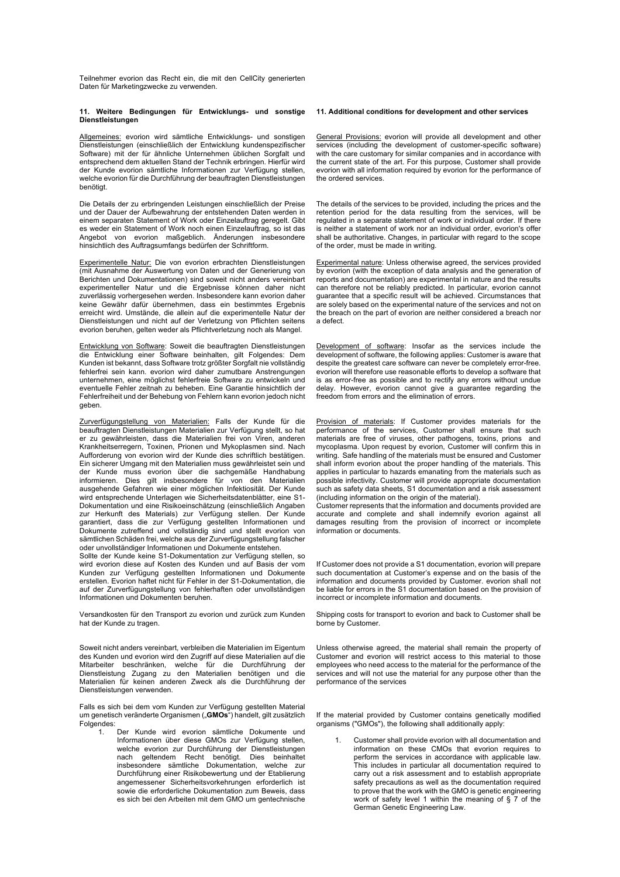Teilnehmer evorion das Recht ein, die mit den CellCity generierten Daten für Marketingzwecke zu verwenden.

### 11. Weitere Bedingungen für Entwicklungs- und sonstige Dienstleistungen

Allgemeines: evorion wird sämtliche Entwicklungs- und sonstigen Dienstleistungen (einschließlich der Entwicklung kundenspezifischer Software) mit der für ähnliche Unternehmen üblichen Sorgfalt und entsprechend dem aktuellen Stand der Technik erbringen. Hierfür wird der Kunde evorion sämtliche Informationen zur Verfügung stellen, welche evorion für die Durchführung der beauftragten Dienstleistungen benötigt.

Die Details der zu erbringenden Leistungen einschließlich der Preise und der Dauer der Aufbewahrung der entstehenden Daten werden in einem separaten Statement of Work oder Einzelauftrag geregelt. Gibt es weder ein Statement of Work noch einen Einzelauftrag, so ist das Angebot von evorion maßgeblich. Änderungen insbesondere hinsichtlich des Auftragsumfangs bedürfen der Schriftform.

Experimentelle Natur: Die von evorion erbrachten Dienstleistungen (mit Ausnahme der Auswertung von Daten und der Generierung von Berichten und Dokumentationen) sind soweit nicht anders vereinbart experimenteller Natur und die Ergebnisse können daher nicht zuverlässig vorhergesehen werden. Insbesondere kann evorion daher keine Gewähr dafür übernehmen, dass ein bestimmtes Ergebnis erreicht wird. Umstände, die allein auf die experimentelle Natur der Dienstleistungen und nicht auf der Verletzung von Pflichten seitens evorion beruhen, gelten weder als Pflichtverletzung noch als Mangel.

Entwicklung von Software: Soweit die beauftragten Dienstleistungen die Entwicklung einer Software beinhalten, gilt Folgendes: Dem Kunden ist bekannt, dass Software trotz größter Sorgfalt nie vollständig fehlerfrei sein kann. evorion wird daher zumutbare Anstrengungen unternehmen, eine möglichst fehlerfreie Software zu entwickeln und eventuelle Fehler zeitnah zu beheben. Eine Garantie hinsichtlich der Fehlerfreiheit und der Behebung von Fehlern kann evorion jedoch nicht geben.

Zurverfügungstellung von Materialien: Falls der Kunde für die beauftragten Dienstleistungen Materialien zur Verfügung stellt, so hat er zu gewährleisten, dass die Materialien frei von Viren, anderen Krankheitserregern, Toxinen, Prionen und Mykoplasmen sind. Nach Aufforderung von evorion wird der Kunde dies schriftlich bestätigen. Ein sicherer Umgang mit den Materialien muss gewährleistet sein und der Kunde muss evorion über die sachgemäße Handhabung informieren. Dies gilt insbesondere für von den Materialien ausgehende Gefahren wie einer möglichen Infektiosität. Der Kunde wird entsprechende Unterlagen wie Sicherheitsdatenblätter, eine S1-Dokumentation und eine Risikoeinschätzung (einschließlich Angaben zur Herkunft des Materials) zur Verfügung stellen. Der Kunde garantiert, dass die zur Verfügung gestellten Informationen und Dokumente zutreffend und vollständig sind und stellt evorion von sämtlichen Schäden frei, welche aus der Zurverfügungstellung falscher oder unvollständiger Informationen und Dokumente entstehen.

Sollte der Kunde keine S1-Dokumentation zur Verfügung stellen, so wird evorion diese auf Kosten des Kunden und auf Basis der vom Kunden zur Verfügung gestellten Informationen und Dokumente erstellen. Evorion haftet nicht für Fehler in der S1-Dokumentation, die auf der Zurverfügungstellung von fehlerhaften oder unvollständigen Informationen und Dokumenten beruhen.

Versandkosten für den Transport zu evorion und zurück zum Kunden hat der Kunde zu tragen.

Soweit nicht anders vereinbart, verbleiben die Materialien im Eigentum des Kunden und evorion wird den Zugriff auf diese Materialien auf die Mitarbeiter beschränken, welche für die Durchführung der Dienstleistung Zugang zu den Materialien benötigen und die Materialien für keinen anderen Zweck als die Durchführung der Dienstleistungen verwenden.

Falls es sich bei dem vom Kunden zur Verfügung gestellten Material um genetisch veränderte Organismen („**GMOs**") handelt, gilt zusätzlich Folgendes:

1. Der Kunde wird evorion sämtliche Dokumente und Informationen über diese GMOs zur Verfügung stellen, welche evorion zur Durchführung der Dienstleistungen nach geltendem Recht benötigt. Dies beinhaltet insbesondere sämtliche Dokumentation, welche zur Durchführung einer Risikobewertung und der Etablierung angemessener Sicherheitsvorkehrungen erforderlich ist sowie die erforderliche Dokumentation zum Beweis, dass es sich bei den Arbeiten mit dem GMO um gentechnische

### 11. Additional conditions for development and other services

General Provisions: evorion will provide all development and other services (including the development of customer-specific software) with the care customary for similar companies and in accordance with the current state of the art. For this purpose, Customer shall provide evorion with all information required by evorion for the performance of the ordered services.

The details of the services to be provided, including the prices and the retention period for the data resulting from the services, will be regulated in a separate statement of work or individual order. If there is neither a statement of work nor an individual order, evorion's offer shall be authoritative. Changes, in particular with regard to the scope of the order, must be made in writing.

Experimental nature: Unless otherwise agreed, the services provided by evorion (with the exception of data analysis and the generation of reports and documentation) are experimental in nature and the results can therefore not be reliably predicted. In particular, evorion cannot guarantee that a specific result will be achieved. Circumstances that are solely based on the experimental nature of the services and not on the breach on the part of evorion are neither considered a breach nor a defect.

Development of software: Insofar as the services include the development of software, the following applies: Customer is aware that despite the greatest care software can never be completely error-free. evorion will therefore use reasonable efforts to develop a software that is as error-free as possible and to rectify any errors without undue delay. However, evorion cannot give a guarantee regarding the freedom from errors and the elimination of errors.

Provision of materials: If Customer provides materials for the performance of the services, Customer shall ensure that such materials are free of viruses, other pathogens, toxins, prions and mycoplasma. Upon request by evorion, Customer will confirm this in writing. Safe handling of the materials must be ensured and Customer shall inform evorion about the proper handling of the materials. This applies in particular to hazards emanating from the materials such as possible infectivity. Customer will provide appropriate documentation such as safety data sheets, S1 documentation and a risk assessment (including information on the origin of the material).

Customer represents that the information and documents provided are accurate and complete and shall indemnify evorion against all damages resulting from the provision of incorrect or incomplete information or documents.

If Customer does not provide a S1 documentation, evorion will prepare such documentation at Customer's expense and on the basis of the information and documents provided by Customer. evorion shall not be liable for errors in the S1 documentation based on the provision of incorrect or incomplete information and documents.

Shipping costs for transport to evorion and back to Customer shall be borne by Customer.

Unless otherwise agreed, the material shall remain the property of Customer and evorion will restrict access to this material to those employees who need access to the material for the performance of the services and will not use the material for any purpose other than the performance of the services

If the material provided by Customer contains genetically modified organisms ("GMOs"), the following shall additionally apply:

1. Customer shall provide evorion with all documentation and information on these CMOs that evorion requires to perform the services in accordance with applicable law. This includes in particular all documentation required to carry out a risk assessment and to establish appropriate safety precautions as well as the documentation required to prove that the work with the GMO is genetic engineering work of safety level 1 within the meaning of § 7 of the German Genetic Engineering Law.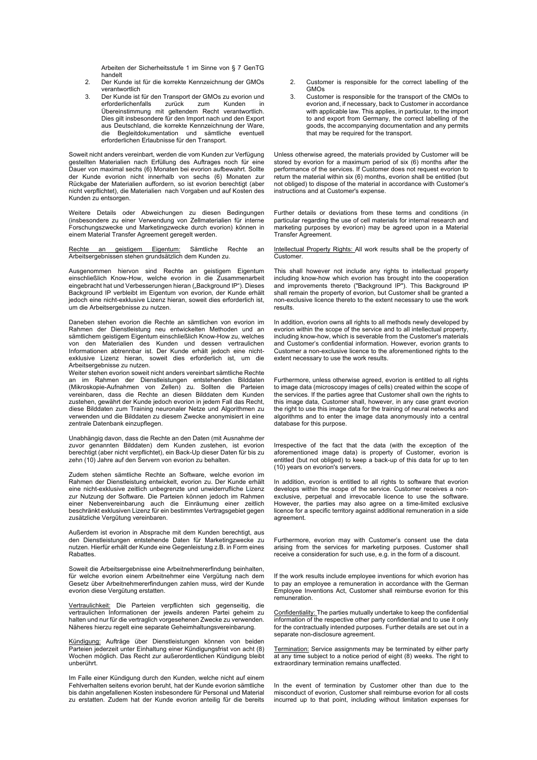Arbeiten der Sicherheitsstufe 1 im Sinne von § 7 GenTG handelt

2. Der Kunde ist für die korrekte Kennzeichnung der GMOs verantwortlich
3. Der Kunde ist für den Transport der GMOs zu evorion und erforderlichenfalls zurück zum Kunden in Übereinstimmung mit geltendem Recht verantwortlich. Dies gilt insbesondere für den Import nach und den Export aus Deutschland, die korrekte Kennzeichnung der Ware, die Begleitdokumentation und sämtliche eventuell erforderlichen Erlaubnisse für den Transport.

Soweit nicht anders vereinbart, werden die vom Kunden zur Verfügung gestellten Materialien nach Erfüllung des Auftrages noch für eine Dauer von maximal sechs (6) Monaten bei evorion aufbewahrt. Sollte der Kunde evorion nicht innerhalb von sechs (6) Monaten zur Rückgabe der Materialien auffordern, so ist evorion berechtigt (aber nicht verpflichtet), die Materialien nach Vorgaben und auf Kosten des Kunden zu entsorgen.

Weitere Details oder Abweichungen zu diesen Bedingungen (insbesondere zu einer Verwendung von Zellmaterialien für interne Forschungszwecke und Marketingzwecke durch evorion) können in einem Material Transfer Agreement geregelt werden.

Rechte an geistigem Eigentum: Sämtliche Rechte an Arbeitsergebnissen stehen grundsätzlich dem Kunden zu.

Ausgenommen hiervon sind Rechte an geistigem Eigentum einschließlich Know-How, welche evorion in die Zusammenarbeit eingebracht hat und Verbesserungen hieran („Background IP"). Dieses Background IP verbleibt im Eigentum von evorion, der Kunde erhält jedoch eine nicht-exklusive Lizenz hieran, soweit dies erforderlich ist, um die Arbeitsergebnisse zu nutzen.

Daneben stehen evorion die Rechte an sämtlichen von evorion im Rahmen der Dienstleistung neu entwickelten Methoden und an sämtlichem geistigem Eigentum einschließlich Know-How zu, welches von den Materialien des Kunden und dessen vertraulichen Informationen abtrennbar ist. Der Kunde erhält jedoch eine nicht-exklusive Lizenz hieran, soweit dies erforderlich ist, um die Arbeitsergebnisse zu nutzen.

Weiter stehen evorion soweit nicht anders vereinbart sämtliche Rechte an im Rahmen der Dienstleistungen entstehenden Bilddaten (Mikroskopie-Aufnahmen von Zellen) zu. Sollten die Parteien vereinbaren, dass die Rechte an diesen Bilddaten dem Kunden zustehen, gewährt der Kunde jedoch evorion in jedem Fall das Recht, diese Bilddaten zum Training neuronaler Netze und Algorithmen zu verwenden und die Bilddaten zu diesem Zwecke anonymisiert in eine zentrale Datenbank einzupflegen.

Unabhängig davon, dass die Rechte an den Daten (mit Ausnahme der zuvor genannten Bilddaten) dem Kunden zustehen, ist evorion berechtigt (aber nicht verpflichtet), ein Back-Up dieser Daten für bis zu zehn (10) Jahre auf den Servern von evorion zu behalten.

Zudem stehen sämtliche Rechte an Software, welche evorion im Rahmen der Dienstleistung entwickelt, evorion zu. Der Kunde erhält eine nicht-exklusive zeitlich unbegrenzte und unwiderrufliche Lizenz zur Nutzung der Software. Die Parteien können jedoch im Rahmen einer Nebenvereinbarung auch die Einräumung einer zeitlich beschränkt exklusiven Lizenz für ein bestimmtes Vertragsgebiet gegen zusätzliche Vergütung vereinbaren.

Außerdem ist evorion in Absprache mit dem Kunden berechtigt, aus den Dienstleistungen entstehende Daten für Marketingzwecke zu nutzen. Hierfür erhält der Kunde eine Gegenleistung z.B. in Form eines Rabattes.

Soweit die Arbeitsergebnisse eine Arbeitnehmererfindung beinhalten, für welche evorion einem Arbeitnehmer eine Vergütung nach dem Gesetz über Arbeitnehmererfindungen zahlen muss, wird der Kunde evorion diese Vergütung erstatten.

Vertraulichkeit: Die Parteien verpflichten sich gegenseitig, die vertraulichen Informationen der jeweils anderen Partei geheim zu halten und nur für die vertraglich vorgesehenen Zwecke zu verwenden. Näheres hierzu regelt eine separate Geheimhaltungsvereinbarung.

Kündigung: Aufträge über Dienstleistungen können von beiden Parteien jederzeit unter Einhaltung einer Kündigungsfrist von acht (8) Wochen möglich. Das Recht zur außerordentlichen Kündigung bleibt unberührt.

Im Falle einer Kündigung durch den Kunden, welche nicht auf einem Fehlverhalten seitens evorion beruht, hat der Kunde evorion sämtliche bis dahin angefallenen Kosten insbesondere für Personal und Material zu erstatten. Zudem hat der Kunde evorion anteilig für die bereits

2. Customer is responsible for the correct labelling of the GMOs
3. Customer is responsible for the transport of the CMOs to evorion and, if necessary, back to Customer in accordance with applicable law. This applies, in particular, to the import to and export from Germany, the correct labelling of the goods, the accompanying documentation and any permits that may be required for the transport.

Unless otherwise agreed, the materials provided by Customer will be stored by evorion for a maximum period of six (6) months after the performance of the services. If Customer does not request evorion to return the material within six (6) months, evorion shall be entitled (but not obliged) to dispose of the material in accordance with Customer's instructions and at Customer's expense.

Further details or deviations from these terms and conditions (in particular regarding the use of cell materials for internal research and marketing purposes by evorion) may be agreed upon in a Material Transfer Agreement.

Intellectual Property Rights: All work results shall be the property of Customer.

This shall however not include any rights to intellectual property including know-how which evorion has brought into the cooperation and improvements thereto ("Background IP"). This Background IP shall remain the property of evorion, but Customer shall be granted a non-exclusive licence thereto to the extent necessary to use the work results.

In addition, evorion owns all rights to all methods newly developed by evorion within the scope of the service and to all intellectual property, including know-how, which is severable from the Customer's materials and Customer's confidential information. However, evorion grants to Customer a non-exclusive licence to the aforementioned rights to the extent necessary to use the work results.

Furthermore, unless otherwise agreed, evorion is entitled to all rights to image data (microscopy images of cells) created within the scope of the services. If the parties agree that Customer shall own the rights to this image data, Customer shall, however, in any case grant evorion the right to use this image data for the training of neural networks and algorithms and to enter the image data anonymously into a central database for this purpose.

Irrespective of the fact that the data (with the exception of the aforementioned image data) is property of Customer, evorion is entitled (but not obliged) to keep a back-up of this data for up to ten (10) years on evorion's servers.

In addition, evorion is entitled to all rights to software that evorion develops within the scope of the service. Customer receives a non-exclusive, perpetual and irrevocable licence to use the software. However, the parties may also agree on a time-limited exclusive licence for a specific territory against additional remuneration in a side agreement.

Furthermore, evorion may with Customer's consent use the data arising from the services for marketing purposes. Customer shall receive a consideration for such use, e.g. in the form of a discount.

If the work results include employee inventions for which evorion has to pay an employee a remuneration in accordance with the German Employee Inventions Act, Customer shall reimburse evorion for this remuneration.

Confidentiality: The parties mutually undertake to keep the confidential information of the respective other party confidential and to use it only for the contractually intended purposes. Further details are set out in a separate non-disclosure agreement.

Termination: Service assignments may be terminated by either party at any time subject to a notice period of eight (8) weeks. The right to extraordinary termination remains unaffected.

In the event of termination by Customer other than due to the misconduct of evorion, Customer shall reimburse evorion for all costs incurred up to that point, including without limitation expenses for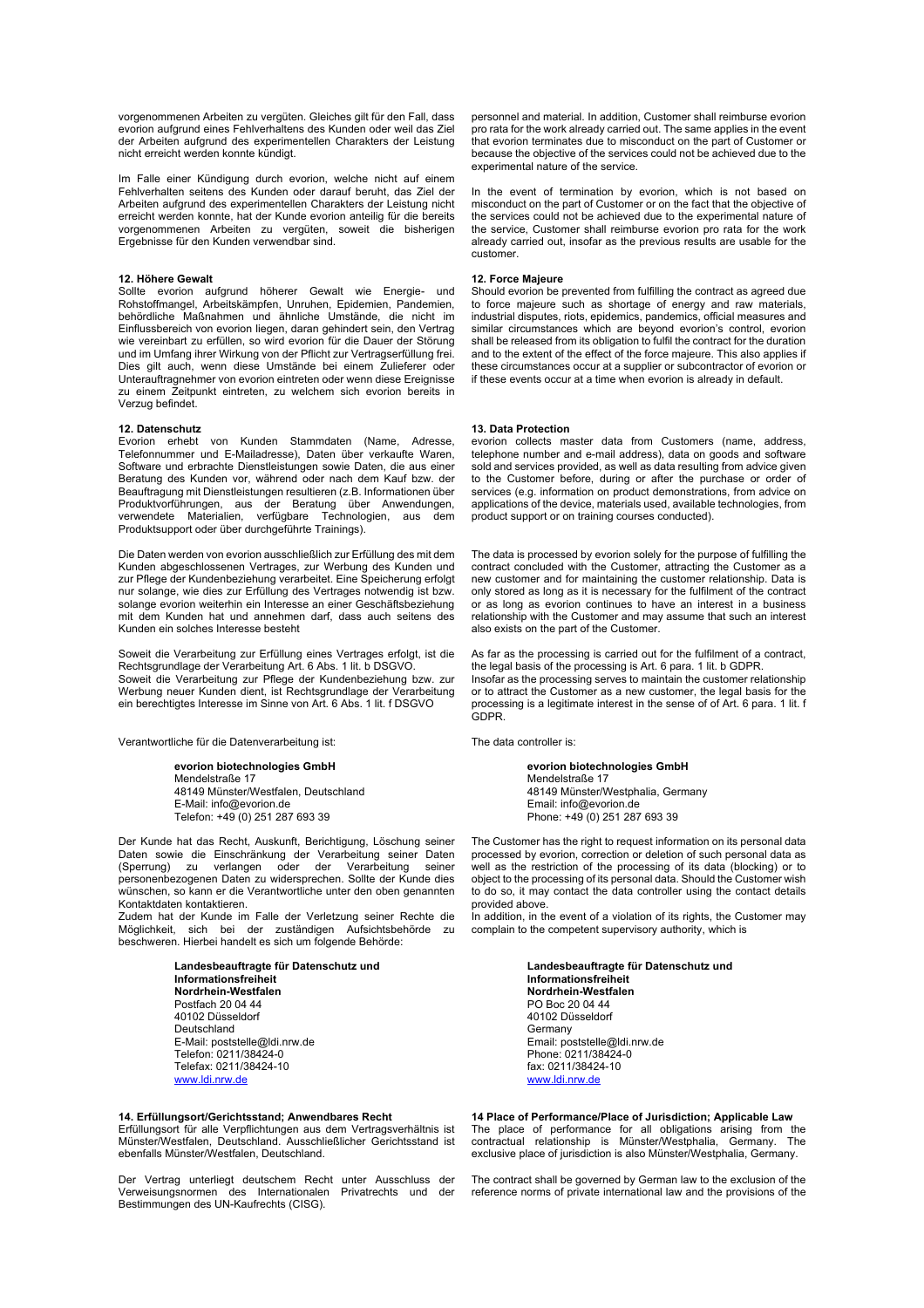vorgenommenen Arbeiten zu vergüten. Gleiches gilt für den Fall, dass evorion aufgrund eines Fehlverhaltens des Kunden oder weil das Ziel der Arbeiten aufgrund des experimentellen Charakters der Leistung nicht erreicht werden konnte kündigt.

Im Falle einer Kündigung durch evorion, welche nicht auf einem Fehlverhalten seitens des Kunden oder darauf beruht, das Ziel der Arbeiten aufgrund des experimentellen Charakters der Leistung nicht erreicht werden konnte, hat der Kunde evorion anteilig für die bereits vorgenommenen Arbeiten zu vergüten, soweit die bisherigen Ergebnisse für den Kunden verwendbar sind.

**12. Höhere Gewalt**
Sollte evorion aufgrund höherer Gewalt wie Energie- und Rohstoffmangel, Arbeitskämpfen, Unruhen, Epidemien, Pandemien, behördliche Maßnahmen und ähnliche Umstände, die nicht im Einflussbereich von evorion liegen, daran gehindert sein, den Vertrag wie vereinbart zu erfüllen, so wird evorion für die Dauer der Störung und im Umfang ihrer Wirkung von der Pflicht zur Vertragserfüllung frei. Dies gilt auch, wenn diese Umstände bei einem Zulieferer oder Unterauftragnehmer von evorion eintreten oder wenn diese Ereignisse zu einem Zeitpunkt eintreten, zu welchem sich evorion bereits in Verzug befindet.

**12. Datenschutz**
Evorion erhebt von Kunden Stammdaten (Name, Adresse, Telefonnummer und E-Mailadresse), Daten über verkaufte Waren, Software und erbrachte Dienstleistungen sowie Daten, die aus einer Beratung des Kunden vor, während oder nach dem Kauf bzw. der Beauftragung mit Dienstleistungen resultieren (z.B. Informationen über Produktvorführungen, aus der Beratung über Anwendungen, verwendete Materialien, verfügbare Technologien, aus dem Produktsupport oder über durchgeführte Trainings).

Die Daten werden von evorion ausschließlich zur Erfüllung des mit dem Kunden abgeschlossenen Vertrages, zur Werbung des Kunden und zur Pflege der Kundenbeziehung verarbeitet. Eine Speicherung erfolgt nur solange, wie dies zur Erfüllung des Vertrages notwendig ist bzw. solange evorion weiterhin ein Interesse an einer Geschäftsbeziehung mit dem Kunden hat und annehmen darf, dass auch seitens des Kunden ein solches Interesse besteht

Soweit die Verarbeitung zur Erfüllung eines Vertrages erfolgt, ist die Rechtsgrundlage der Verarbeitung Art. 6 Abs. 1 lit. b DSGVO.
Soweit die Verarbeitung zur Pflege der Kundenbeziehung bzw. zur Werbung neuer Kunden dient, ist Rechtsgrundlage der Verarbeitung ein berechtigtes Interesse im Sinne von Art. 6 Abs. 1 lit. f DSGVO

Verantwortliche für die Datenverarbeitung ist:

**evorion biotechnologies GmbH**
Mendelstraße 17
48149 Münster/Westfalen, Deutschland
E-Mail: info@evorion.de
Telefon: +49 (0) 251 287 693 39

Der Kunde hat das Recht, Auskunft, Berichtigung, Löschung seiner Daten sowie die Einschränkung der Verarbeitung seiner Daten (Sperrung) zu verlangen oder der Verarbeitung seiner personenbezogenen Daten zu widersprechen. Sollte der Kunde dies wünschen, so kann er die Verantwortliche unter den oben genannten Kontaktdaten kontaktieren.
Zudem hat der Kunde im Falle der Verletzung seiner Rechte die Möglichkeit, sich bei der zuständigen Aufsichtsbehörde zu beschweren. Hierbei handelt es sich um folgende Behörde:

**Landesbeauftragte für Datenschutz und Informationsfreiheit Nordrhein-Westfalen**
Postfach 20 04 44
40102 Düsseldorf
Deutschland
E-Mail: poststelle@ldi.nrw.de
Telefon: 0211/38424-0
Telefax: 0211/38424-10
www.ldi.nrw.de

**14. Erfüllungsort/Gerichtsstand; Anwendbares Recht**
Erfüllungsort für alle Verpflichtungen aus dem Vertragsverhältnis ist Münster/Westfalen, Deutschland. Ausschließlicher Gerichtsstand ist ebenfalls Münster/Westfalen, Deutschland.

Der Vertrag unterliegt deutschem Recht unter Ausschluss der Verweisungsnormen des Internationalen Privatrechts und der Bestimmungen des UN-Kaufrechts (CISG).

personnel and material. In addition, Customer shall reimburse evorion pro rata for the work already carried out. The same applies in the event that evorion terminates due to misconduct on the part of Customer or because the objective of the services could not be achieved due to the experimental nature of the service.

In the event of termination by evorion, which is not based on misconduct on the part of Customer or on the fact that the objective of the services could not be achieved due to the experimental nature of the service, Customer shall reimburse evorion pro rata for the work already carried out, insofar as the previous results are usable for the customer.

**12. Force Majeure**
Should evorion be prevented from fulfilling the contract as agreed due to force majeure such as shortage of energy and raw materials, industrial disputes, riots, epidemics, pandemics, official measures and similar circumstances which are beyond evorion's control, evorion shall be released from its obligation to fulfil the contract for the duration and to the extent of the effect of the force majeure. This also applies if these circumstances occur at a supplier or subcontractor of evorion or if these events occur at a time when evorion is already in default.

**13. Data Protection**
evorion collects master data from Customers (name, address, telephone number and e-mail address), data on goods and software sold and services provided, as well as data resulting from advice given to the Customer before, during or after the purchase or order of services (e.g. information on product demonstrations, from advice on applications of the device, materials used, available technologies, from product support or on training courses conducted).

The data is processed by evorion solely for the purpose of fulfilling the contract concluded with the Customer, attracting the Customer as a new customer and for maintaining the customer relationship. Data is only stored as long as it is necessary for the fulfilment of the contract or as long as evorion continues to have an interest in a business relationship with the Customer and may assume that such an interest also exists on the part of the Customer.

As far as the processing is carried out for the fulfilment of a contract, the legal basis of the processing is Art. 6 para. 1 lit. b GDPR.
Insofar as the processing serves to maintain the customer relationship or to attract the Customer as a new customer, the legal basis for the processing is a legitimate interest in the sense of of Art. 6 para. 1 lit. f GDPR.

The data controller is:

**evorion biotechnologies GmbH**
Mendelstraße 17
48149 Münster/Westphalia, Germany
Email: info@evorion.de
Phone: +49 (0) 251 287 693 39

The Customer has the right to request information on its personal data processed by evorion, correction or deletion of such personal data as well as the restriction of the processing of its data (blocking) or to object to the processing of its personal data. Should the Customer wish to do so, it may contact the data controller using the contact details provided above.
In addition, in the event of a violation of its rights, the Customer may complain to the competent supervisory authority, which is

**Landesbeauftragte für Datenschutz und Informationsfreiheit Nordrhein-Westfalen**
PO Boc 20 04 44
40102 Düsseldorf
Germany
Email: poststelle@ldi.nrw.de
Phone: 0211/38424-0
fax: 0211/38424-10
www.ldi.nrw.de

**14 Place of Performance/Place of Jurisdiction; Applicable Law**
The place of performance for all obligations arising from the contractual relationship is Münster/Westphalia, Germany. The exclusive place of jurisdiction is also Münster/Westphalia, Germany.

The contract shall be governed by German law to the exclusion of the reference norms of private international law and the provisions of the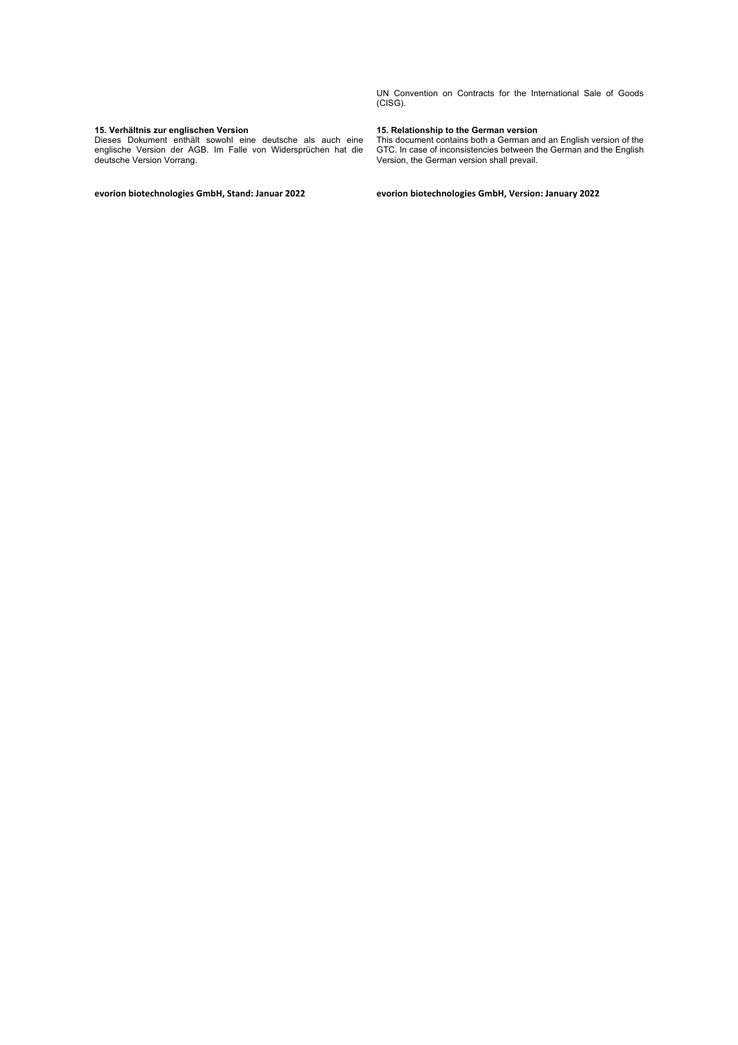UN Convention on Contracts for the International Sale of Goods (CISG).

**15. Verhältnis zur englischen Version**
Dieses Dokument enthält sowohl eine deutsche als auch eine englische Version der AGB. Im Falle von Widersprüchen hat die deutsche Version Vorrang.

**15. Relationship to the German version**
This document contains both a German and an English version of the GTC. In case of inconsistencies between the German and the English Version, the German version shall prevail.

**evorion biotechnologies GmbH, Stand: Januar 2022**

**evorion biotechnologies GmbH, Version: January 2022**